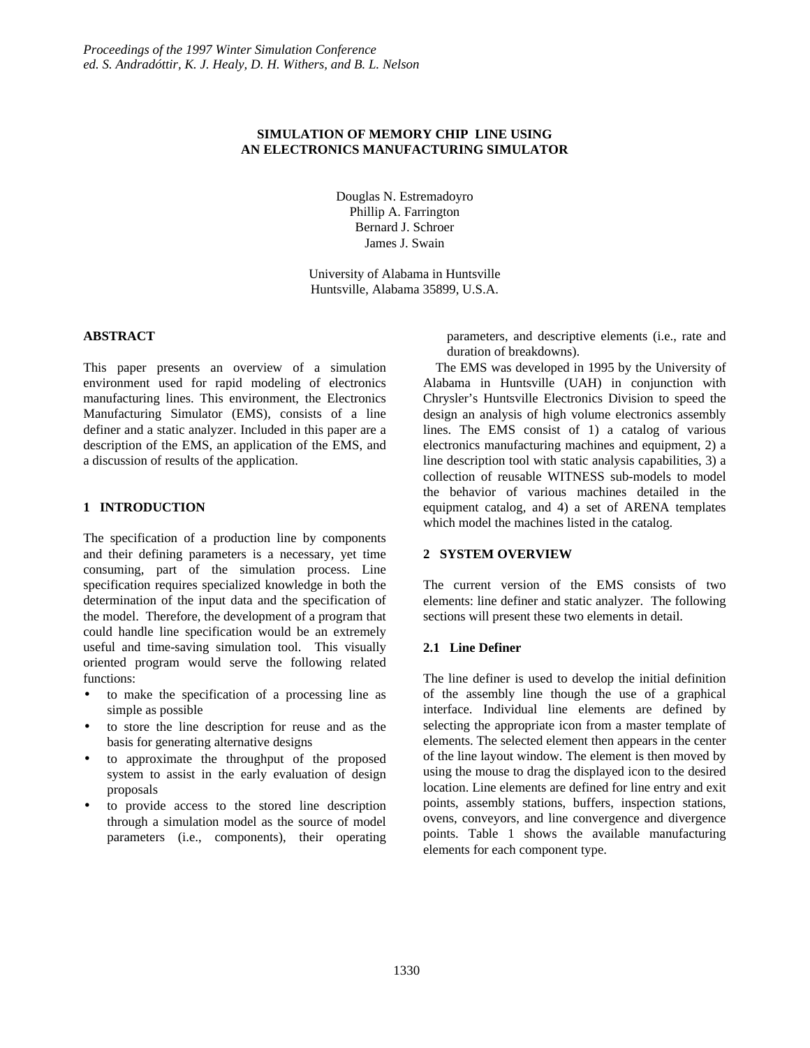# SIMULATION OF MEMORY CHIP LINE USING AN ELECTRONICS MANUFACTURING SIMULATOR

Douglas N. Estremadoyro
Phillip A. Farrington
Bernard J. Schroer
James J. Swain

University of Alabama in Huntsville
Huntsville, Alabama 35899, U.S.A.

## ABSTRACT

This paper presents an overview of a simulation environment used for rapid modeling of electronics manufacturing lines. This environment, the Electronics Manufacturing Simulator (EMS), consists of a line definer and a static analyzer. Included in this paper are a description of the EMS, an application of the EMS, and a discussion of results of the application.

## 1 INTRODUCTION

The specification of a production line by components and their defining parameters is a necessary, yet time consuming, part of the simulation process. Line specification requires specialized knowledge in both the determination of the input data and the specification of the model. Therefore, the development of a program that could handle line specification would be an extremely useful and time-saving simulation tool. This visually oriented program would serve the following related functions:

- to make the specification of a processing line as simple as possible
- to store the line description for reuse and as the basis for generating alternative designs
- to approximate the throughput of the proposed system to assist in the early evaluation of design proposals
- to provide access to the stored line description through a simulation model as the source of model parameters (i.e., components), their operating parameters, and descriptive elements (i.e., rate and duration of breakdowns).

The EMS was developed in 1995 by the University of Alabama in Huntsville (UAH) in conjunction with Chrysler's Huntsville Electronics Division to speed the design an analysis of high volume electronics assembly lines. The EMS consist of 1) a catalog of various electronics manufacturing machines and equipment, 2) a line description tool with static analysis capabilities, 3) a collection of reusable WITNESS sub-models to model the behavior of various machines detailed in the equipment catalog, and 4) a set of ARENA templates which model the machines listed in the catalog.

## 2 SYSTEM OVERVIEW

The current version of the EMS consists of two elements: line definer and static analyzer. The following sections will present these two elements in detail.

### 2.1 Line Definer

The line definer is used to develop the initial definition of the assembly line though the use of a graphical interface. Individual line elements are defined by selecting the appropriate icon from a master template of elements. The selected element then appears in the center of the line layout window. The element is then moved by using the mouse to drag the displayed icon to the desired location. Line elements are defined for line entry and exit points, assembly stations, buffers, inspection stations, ovens, conveyors, and line convergence and divergence points. Table 1 shows the available manufacturing elements for each component type.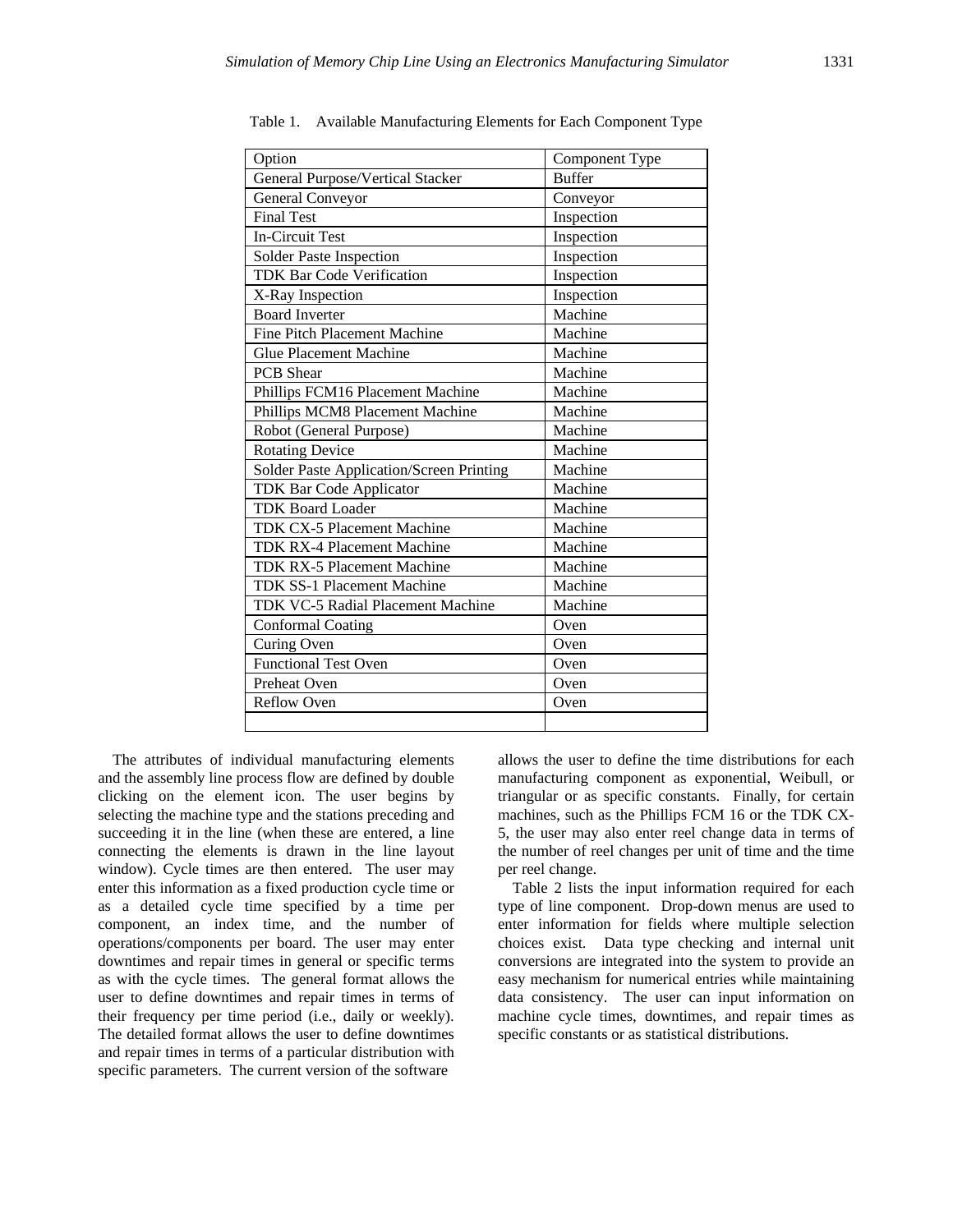Table 1. Available Manufacturing Elements for Each Component Type

| Option | Component Type |
|---|---|
| General Purpose/Vertical Stacker | Buffer |
| General Conveyor | Conveyor |
| Final Test | Inspection |
| In-Circuit Test | Inspection |
| Solder Paste Inspection | Inspection |
| TDK Bar Code Verification | Inspection |
| X-Ray Inspection | Inspection |
| Board Inverter | Machine |
| Fine Pitch Placement Machine | Machine |
| Glue Placement Machine | Machine |
| PCB Shear | Machine |
| Phillips FCM16 Placement Machine | Machine |
| Phillips MCM8 Placement Machine | Machine |
| Robot (General Purpose) | Machine |
| Rotating Device | Machine |
| Solder Paste Application/Screen Printing | Machine |
| TDK Bar Code Applicator | Machine |
| TDK Board Loader | Machine |
| TDK CX-5 Placement Machine | Machine |
| TDK RX-4 Placement Machine | Machine |
| TDK RX-5 Placement Machine | Machine |
| TDK SS-1 Placement Machine | Machine |
| TDK VC-5 Radial Placement Machine | Machine |
| Conformal Coating | Oven |
| Curing Oven | Oven |
| Functional Test Oven | Oven |
| Preheat Oven | Oven |
| Reflow Oven | Oven |
| | |

The attributes of individual manufacturing elements and the assembly line process flow are defined by double clicking on the element icon. The user begins by selecting the machine type and the stations preceding and succeeding it in the line (when these are entered, a line connecting the elements is drawn in the line layout window). Cycle times are then entered. The user may enter this information as a fixed production cycle time or as a detailed cycle time specified by a time per component, an index time, and the number of operations/components per board. The user may enter downtimes and repair times in general or specific terms as with the cycle times. The general format allows the user to define downtimes and repair times in terms of their frequency per time period (i.e., daily or weekly). The detailed format allows the user to define downtimes and repair times in terms of a particular distribution with specific parameters. The current version of the software allows the user to define the time distributions for each manufacturing component as exponential, Weibull, or triangular or as specific constants. Finally, for certain machines, such as the Phillips FCM 16 or the TDK CX-5, the user may also enter reel change data in terms of the number of reel changes per unit of time and the time per reel change.

Table 2 lists the input information required for each type of line component. Drop-down menus are used to enter information for fields where multiple selection choices exist. Data type checking and internal unit conversions are integrated into the system to provide an easy mechanism for numerical entries while maintaining data consistency. The user can input information on machine cycle times, downtimes, and repair times as specific constants or as statistical distributions.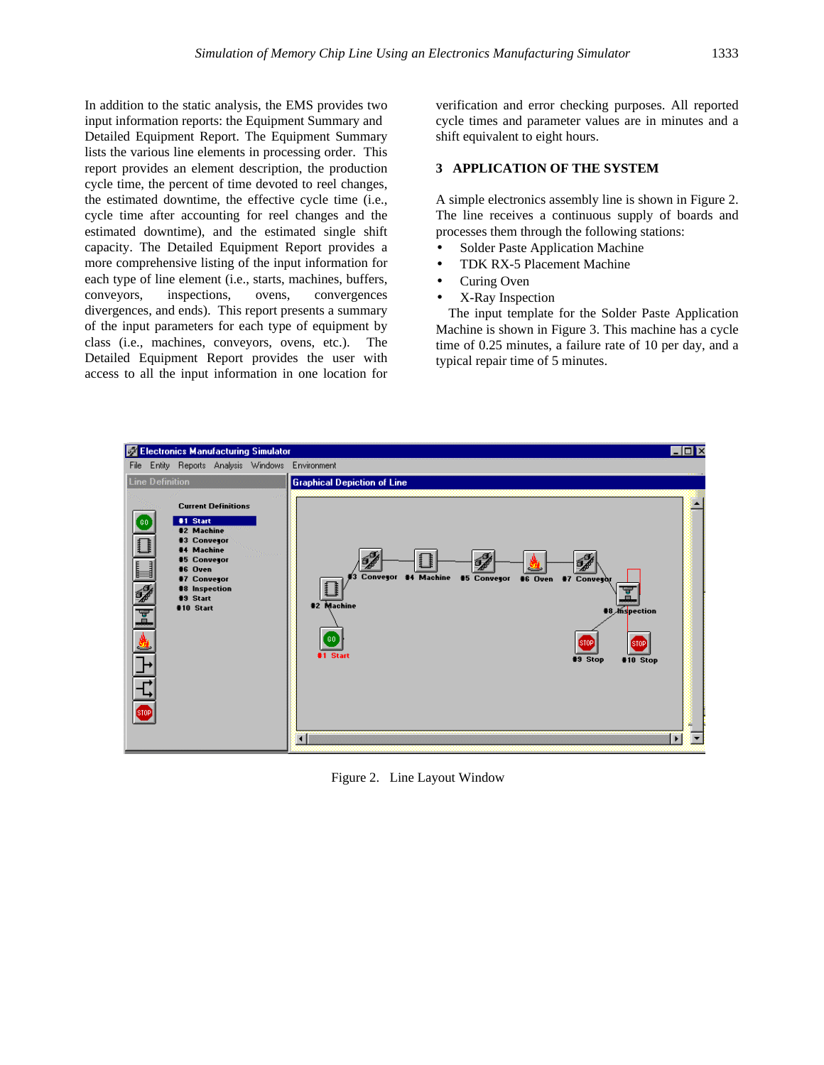In addition to the static analysis, the EMS provides two input information reports: the Equipment Summary and Detailed Equipment Report. The Equipment Summary lists the various line elements in processing order. This report provides an element description, the production cycle time, the percent of time devoted to reel changes, the estimated downtime, the effective cycle time (i.e., cycle time after accounting for reel changes and the estimated downtime), and the estimated single shift capacity. The Detailed Equipment Report provides a more comprehensive listing of the input information for each type of line element (i.e., starts, machines, buffers, conveyors, inspections, ovens, convergences divergences, and ends). This report presents a summary of the input parameters for each type of equipment by class (i.e., machines, conveyors, ovens, etc.). The Detailed Equipment Report provides the user with access to all the input information in one location for verification and error checking purposes. All reported cycle times and parameter values are in minutes and a shift equivalent to eight hours.

## 3 APPLICATION OF THE SYSTEM

A simple electronics assembly line is shown in Figure 2. The line receives a continuous supply of boards and processes them through the following stations:

- Solder Paste Application Machine
- TDK RX-5 Placement Machine
- Curing Oven
- X-Ray Inspection

The input template for the Solder Paste Application Machine is shown in Figure 3. This machine has a cycle time of 0.25 minutes, a failure rate of 10 per day, and a typical repair time of 5 minutes.

Figure 2. Line Layout Window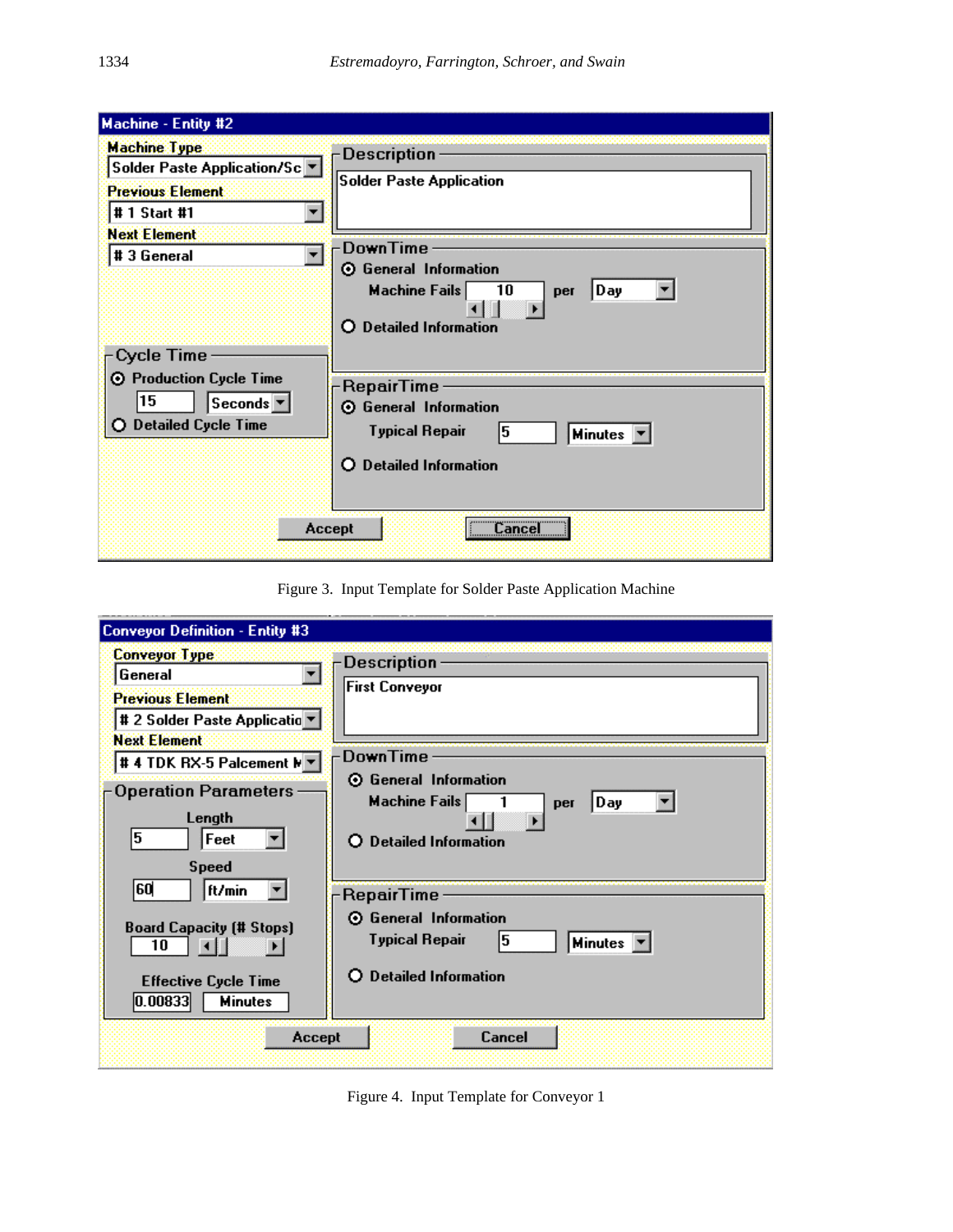Machine - Entity #2

Machine Type: Solder Paste Application/Sc

Previous Element: # 1 Start #1

Next Element: # 3 General

Description: Solder Paste Application

DownTime
- General Information — Machine Fails 10 per Day
- Detailed Information

Cycle Time
- Production Cycle Time — 15 Seconds
- Detailed Cycle Time

RepairTime
- General Information — Typical Repair 5 Minutes
- Detailed Information

Accept | Cancel

Figure 3. Input Template for Solder Paste Application Machine

Conveyor Definition - Entity #3

Conveyor Type: General

Previous Element: # 2 Solder Paste Applicatio

Next Element: # 4 TDK RX-5 Palcement M

Description: First Conveyor

Operation Parameters
- Length: 5 Feet
- Speed: 60 ft/min
- Board Capacity (# Stops): 10
- Effective Cycle Time: 0.00833 Minutes

DownTime
- General Information — Machine Fails 1 per Day
- Detailed Information

RepairTime
- General Information — Typical Repair 5 Minutes
- Detailed Information

Accept | Cancel

Figure 4. Input Template for Conveyor 1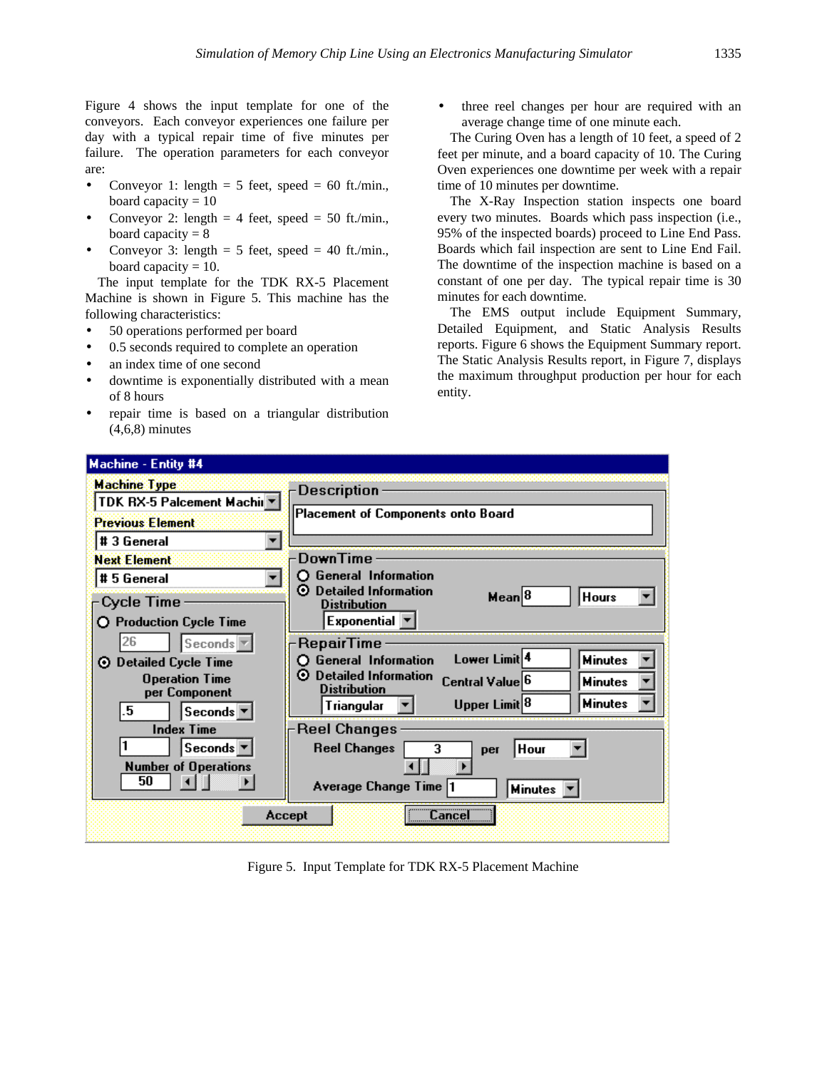Figure 4 shows the input template for one of the conveyors. Each conveyor experiences one failure per day with a typical repair time of five minutes per failure. The operation parameters for each conveyor are:

- Conveyor 1: length = 5 feet, speed = 60 ft./min., board capacity = 10
- Conveyor 2: length = 4 feet, speed = 50 ft./min., board capacity = 8
- Conveyor 3: length = 5 feet, speed = 40 ft./min., board capacity = 10.

The input template for the TDK RX-5 Placement Machine is shown in Figure 5. This machine has the following characteristics:

- 50 operations performed per board
- 0.5 seconds required to complete an operation
- an index time of one second
- downtime is exponentially distributed with a mean of 8 hours
- repair time is based on a triangular distribution (4,6,8) minutes
- three reel changes per hour are required with an average change time of one minute each.

The Curing Oven has a length of 10 feet, a speed of 2 feet per minute, and a board capacity of 10. The Curing Oven experiences one downtime per week with a repair time of 10 minutes per downtime.

The X-Ray Inspection station inspects one board every two minutes. Boards which pass inspection (i.e., 95% of the inspected boards) proceed to Line End Pass. Boards which fail inspection are sent to Line End Fail. The downtime of the inspection machine is based on a constant of one per day. The typical repair time is 30 minutes for each downtime.

The EMS output include Equipment Summary, Detailed Equipment, and Static Analysis Results reports. Figure 6 shows the Equipment Summary report. The Static Analysis Results report, in Figure 7, displays the maximum throughput production per hour for each entity.

Figure 5. Input Template for TDK RX-5 Placement Machine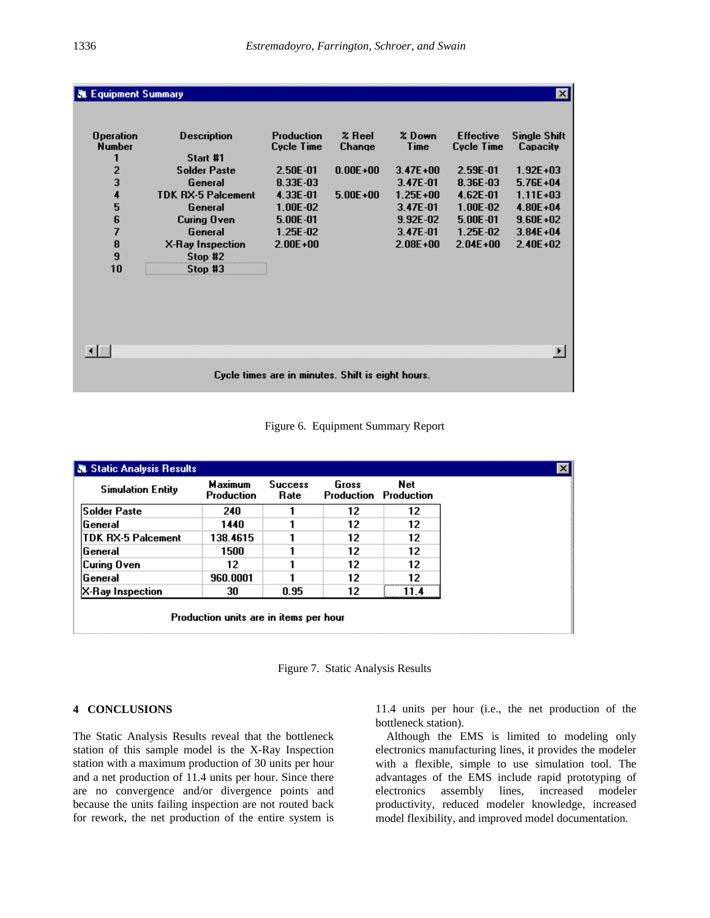**Equipment Summary**

| Operation Number | Description | Production Cycle Time | % Reel Change | % Down Time | Effective Cycle Time | Single Shift Capacity |
|---|---|---|---|---|---|---|
| 1 | Start #1 | | | | | |
| 2 | Solder Paste | 2.50E-01 | 0.00E+00 | 3.47E+00 | 2.59E-01 | 1.92E+03 |
| 3 | General | 8.33E-03 | | 3.47E-01 | 8.36E-03 | 5.76E+04 |
| 4 | TDK RX-5 Palcement | 4.33E-01 | 5.00E+00 | 1.25E+00 | 4.62E-01 | 1.11E+03 |
| 5 | General | 1.00E-02 | | 3.47E-01 | 1.00E-02 | 4.80E+04 |
| 6 | Curing Oven | 5.00E-01 | | 9.92E-02 | 5.00E-01 | 9.60E+02 |
| 7 | General | 1.25E-02 | | 3.47E-01 | 1.25E-02 | 3.84E+04 |
| 8 | X-Ray Inspection | 2.00E+00 | | 2.08E+00 | 2.04E+00 | 2.40E+02 |
| 9 | Stop #2 | | | | | |
| 10 | Stop #3 | | | | | |

Cycle times are in minutes. Shift is eight hours.

Figure 6. Equipment Summary Report

**Static Analysis Results**

| Simulation Entity | Maximum Production | Success Rate | Gross Production | Net Production |
|---|---|---|---|---|
| Solder Paste | 240 | 1 | 12 | 12 |
| General | 1440 | 1 | 12 | 12 |
| TDK RX-5 Palcement | 138.4615 | 1 | 12 | 12 |
| General | 1500 | 1 | 12 | 12 |
| Curing Oven | 12 | 1 | 12 | 12 |
| General | 960.0001 | 1 | 12 | 12 |
| X-Ray Inspection | 30 | 0.95 | 12 | 11.4 |

Production units are in items per hour

Figure 7. Static Analysis Results

## 4 CONCLUSIONS

The Static Analysis Results reveal that the bottleneck station of this sample model is the X-Ray Inspection station with a maximum production of 30 units per hour and a net production of 11.4 units per hour. Since there are no convergence and/or divergence points and because the units failing inspection are not routed back for rework, the net production of the entire system is 11.4 units per hour (i.e., the net production of the bottleneck station).

Although the EMS is limited to modeling only electronics manufacturing lines, it provides the modeler with a flexible, simple to use simulation tool. The advantages of the EMS include rapid prototyping of electronics assembly lines, increased modeler productivity, reduced modeler knowledge, increased model flexibility, and improved model documentation.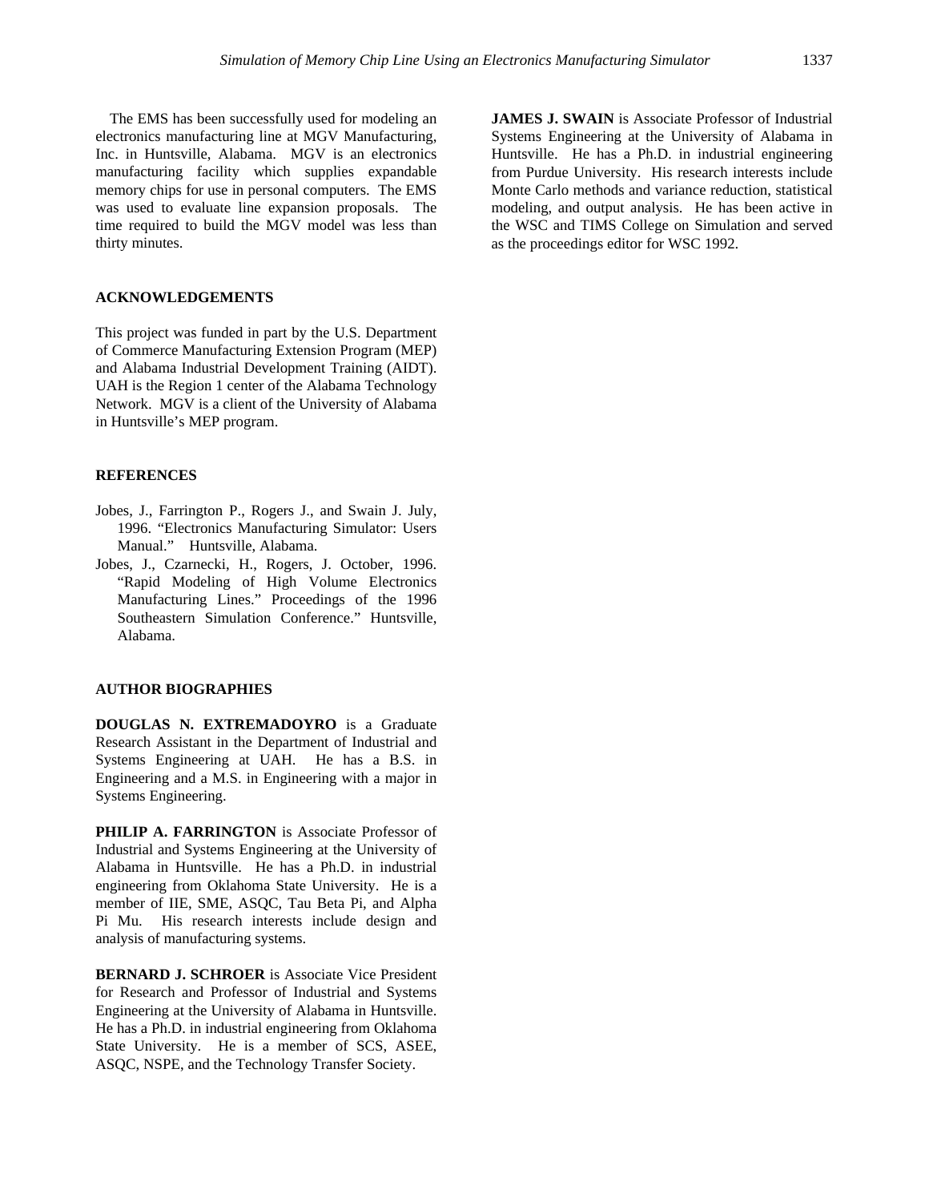The EMS has been successfully used for modeling an electronics manufacturing line at MGV Manufacturing, Inc. in Huntsville, Alabama. MGV is an electronics manufacturing facility which supplies expandable memory chips for use in personal computers. The EMS was used to evaluate line expansion proposals. The time required to build the MGV model was less than thirty minutes.

## ACKNOWLEDGEMENTS

This project was funded in part by the U.S. Department of Commerce Manufacturing Extension Program (MEP) and Alabama Industrial Development Training (AIDT). UAH is the Region 1 center of the Alabama Technology Network. MGV is a client of the University of Alabama in Huntsville's MEP program.

## REFERENCES

Jobes, J., Farrington P., Rogers J., and Swain J. July, 1996. "Electronics Manufacturing Simulator: Users Manual." Huntsville, Alabama.

Jobes, J., Czarnecki, H., Rogers, J. October, 1996. "Rapid Modeling of High Volume Electronics Manufacturing Lines." Proceedings of the 1996 Southeastern Simulation Conference." Huntsville, Alabama.

## AUTHOR BIOGRAPHIES

**DOUGLAS N. EXTREMADOYRO** is a Graduate Research Assistant in the Department of Industrial and Systems Engineering at UAH. He has a B.S. in Engineering and a M.S. in Engineering with a major in Systems Engineering.

**PHILIP A. FARRINGTON** is Associate Professor of Industrial and Systems Engineering at the University of Alabama in Huntsville. He has a Ph.D. in industrial engineering from Oklahoma State University. He is a member of IIE, SME, ASQC, Tau Beta Pi, and Alpha Pi Mu. His research interests include design and analysis of manufacturing systems.

**BERNARD J. SCHROER** is Associate Vice President for Research and Professor of Industrial and Systems Engineering at the University of Alabama in Huntsville. He has a Ph.D. in industrial engineering from Oklahoma State University. He is a member of SCS, ASEE, ASQC, NSPE, and the Technology Transfer Society.

**JAMES J. SWAIN** is Associate Professor of Industrial Systems Engineering at the University of Alabama in Huntsville. He has a Ph.D. in industrial engineering from Purdue University. His research interests include Monte Carlo methods and variance reduction, statistical modeling, and output analysis. He has been active in the WSC and TIMS College on Simulation and served as the proceedings editor for WSC 1992.